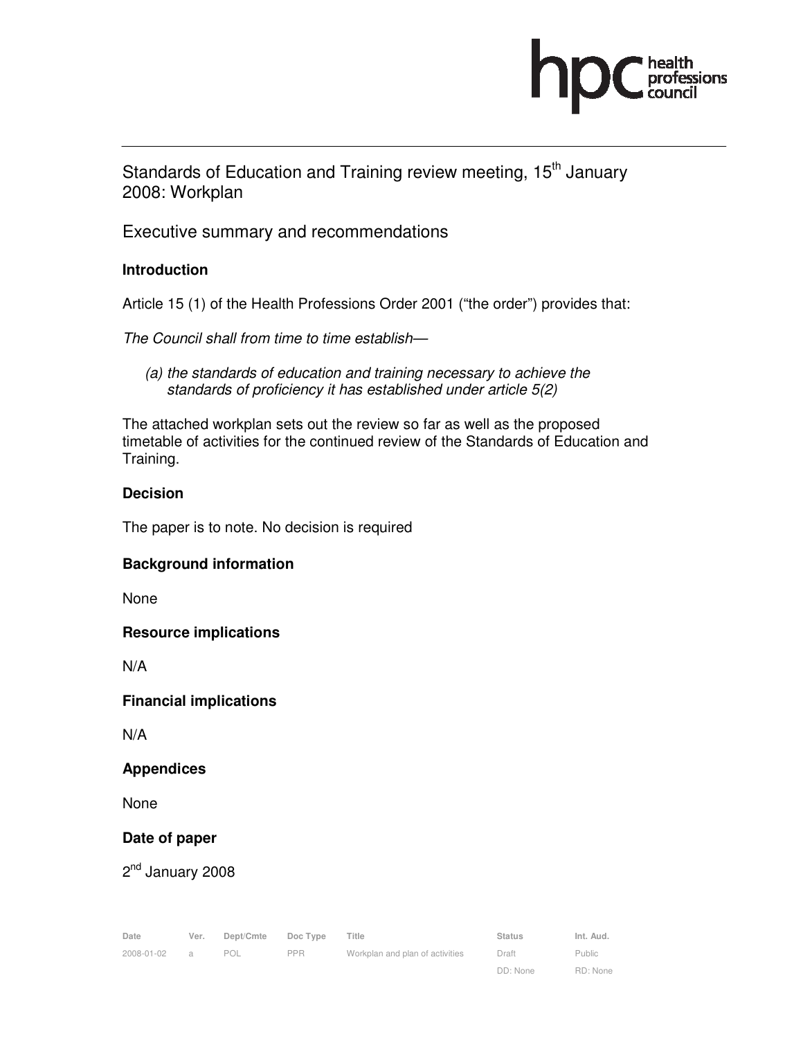# Standards of Education and Training review meeting, 15th January 2008: Workplan

## Executive summary and recommendations

### Introduction

Article 15 (1) of the Health Professions Order 2001 ("the order") provides that:

*The Council shall from time to time establish—*

> *(a) the standards of education and training necessary to achieve the standards of proficiency it has established under article 5(2)*

The attached workplan sets out the review so far as well as the proposed timetable of activities for the continued review of the Standards of Education and Training.

### Decision

The paper is to note. No decision is required

### Background information

None

### Resource implications

N/A

### Financial implications

N/A

### Appendices

None

### Date of paper

2nd January 2008

| Date | Ver. | Dept/Cmte | Doc Type | Title | Status | Int. Aud. |
|---|---|---|---|---|---|---|
| 2008-01-02 | a | POL | PPR | Workplan and plan of activities | Draft<br>DD: None | Public<br>RD: None |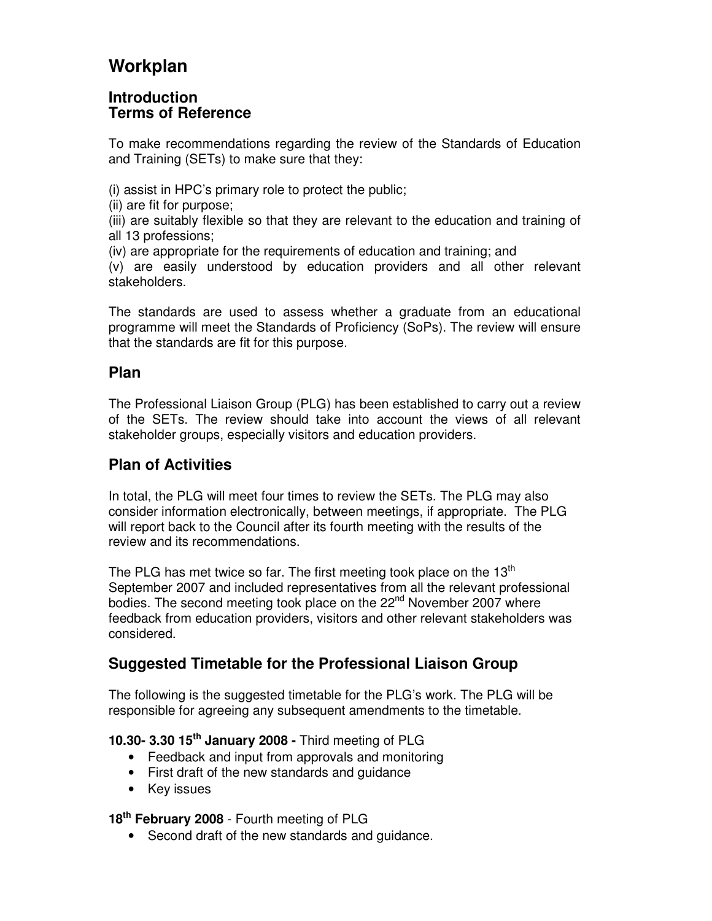# Workplan

## Introduction
## Terms of Reference

To make recommendations regarding the review of the Standards of Education and Training (SETs) to make sure that they:

(i) assist in HPC's primary role to protect the public;
(ii) are fit for purpose;
(iii) are suitably flexible so that they are relevant to the education and training of all 13 professions;
(iv) are appropriate for the requirements of education and training; and
(v) are easily understood by education providers and all other relevant stakeholders.

The standards are used to assess whether a graduate from an educational programme will meet the Standards of Proficiency (SoPs). The review will ensure that the standards are fit for this purpose.

## Plan

The Professional Liaison Group (PLG) has been established to carry out a review of the SETs. The review should take into account the views of all relevant stakeholder groups, especially visitors and education providers.

## Plan of Activities

In total, the PLG will meet four times to review the SETs. The PLG may also consider information electronically, between meetings, if appropriate. The PLG will report back to the Council after its fourth meeting with the results of the review and its recommendations.

The PLG has met twice so far. The first meeting took place on the 13th September 2007 and included representatives from all the relevant professional bodies. The second meeting took place on the 22nd November 2007 where feedback from education providers, visitors and other relevant stakeholders was considered.

## Suggested Timetable for the Professional Liaison Group

The following is the suggested timetable for the PLG's work. The PLG will be responsible for agreeing any subsequent amendments to the timetable.

**10.30- 3.30 15th January 2008 -** Third meeting of PLG

- Feedback and input from approvals and monitoring
- First draft of the new standards and guidance
- Key issues

**18th February 2008** - Fourth meeting of PLG

- Second draft of the new standards and guidance.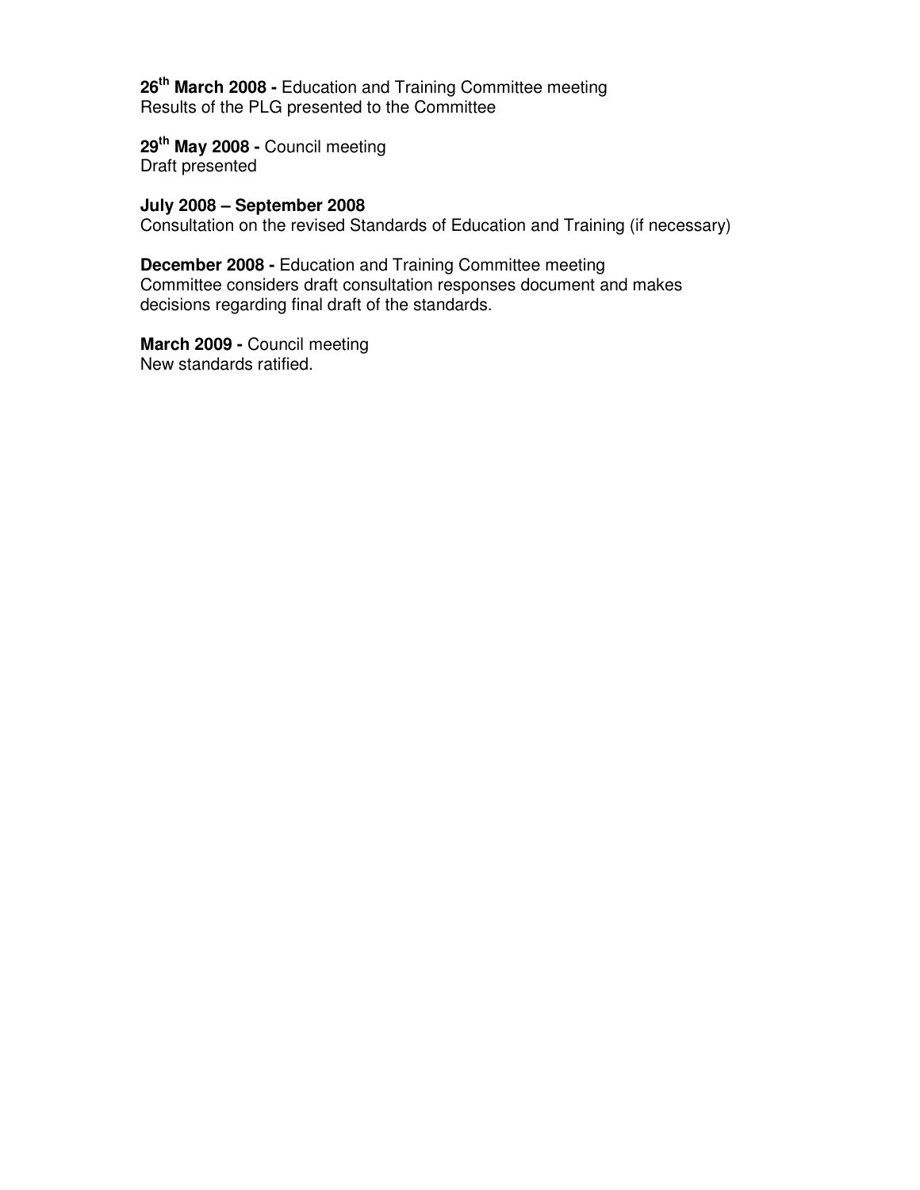**26th March 2008 -** Education and Training Committee meeting
Results of the PLG presented to the Committee

**29th May 2008 -** Council meeting
Draft presented

**July 2008 – September 2008**
Consultation on the revised Standards of Education and Training (if necessary)

**December 2008 -** Education and Training Committee meeting
Committee considers draft consultation responses document and makes decisions regarding final draft of the standards.

**March 2009 -** Council meeting
New standards ratified.